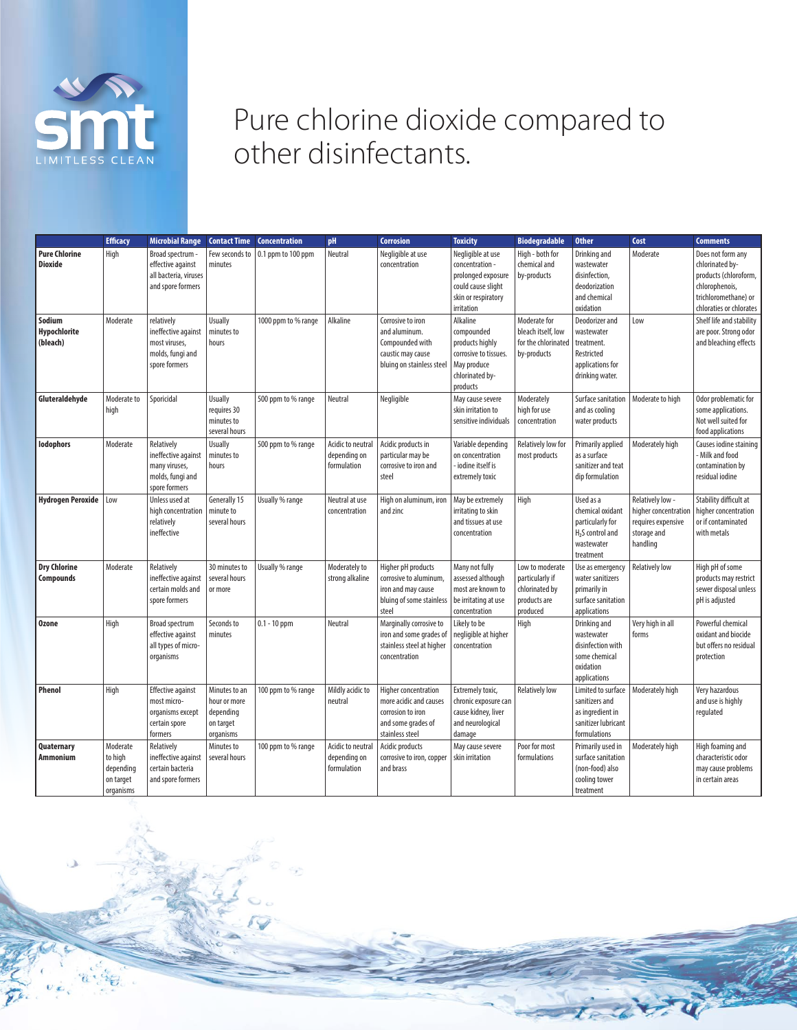smt LIMITLESS CLEAN

# Pure chlorine dioxide compared to other disinfectants.

| | Efficacy | Microbial Range | Contact Time | Concentration | pH | Corrosion | Toxicity | Biodegradable | Other | Cost | Comments |
|---|---|---|---|---|---|---|---|---|---|---|---|
| **Pure Chlorine Dioxide** | High | Broad spectrum - effective against all bacteria, viruses and spore formers | Few seconds to minutes | 0.1 ppm to 100 ppm | Neutral | Negligible at use concentration | Negligible at use concentration - prolonged exposure could cause slight skin or respiratory irritation | High - both for chemical and by-products | Drinking and wastewater disinfection, deodorization and chemical oxidation | Moderate | Does not form any chlorinated by-products (chloroform, chlorophenois, trichloromethane) or chlorates or chlorates |
| **Sodium Hypochlorite (bleach)** | Moderate | relatively ineffective against most viruses, molds, fungi and spore formers | Usually minutes to hours | 1000 ppm to % range | Alkaline | Corrosive to iron and aluminum. Compounded with caustic may cause bluing on stainless steel | Alkaline compounded products highly corrosive to tissues. May produce chlorinated by-products | Moderate for bleach itself, low for the chlorinated by-products | Deodorizer and wastewater treatment. Restricted applications for drinking water. | Low | Shelf life and stability are poor. Strong odor and bleaching effects |
| **Gluteraldehyde** | Moderate to high | Sporicidal | Usually requires 30 minutes to several hours | 500 ppm to % range | Neutral | Negligible | May cause severe skin irritation to sensitive individuals | Moderately high for use concentration | Surface sanitation and as cooling water products | Moderate to high | Odor problematic for some applications. Not well suited for food applications |
| **Iodophors** | Moderate | Relatively ineffective against many viruses, molds, fungi and spore formers | Usually minutes to hours | 500 ppm to % range | Acidic to neutral depending on formulation | Acidic products in particular may be corrosive to iron and steel | Variable depending on concentration - iodine itself is extremely toxic | Relatively low for most products | Primarily applied as a surface sanitizer and teat dip formulation | Moderately high | Causes iodine staining - Milk and food contamination by residual iodine |
| **Hydrogen Peroxide** | Low | Unless used at high concentration relatively ineffective | Generally 15 minute to several hours | Usually % range | Neutral at use concentration | High on aluminum, iron and zinc | May be extremely irritating to skin and tissues at use concentration | High | Used as a chemical oxidant particularly for $H_2S$ control and wastewater treatment | Relatively low - higher concentration requires expensive storage and handling | Stability difficult at higher concentration or if contaminated with metals |
| **Dry Chlorine Compounds** | Moderate | Relatively ineffective against certain molds and spore formers | 30 minutes to several hours or more | Usually % range | Moderately to strong alkaline | Higher pH products corrosive to aluminum, iron and may cause bluing of some stainless steel | Many not fully assessed although most are known to be irritating at use concentration | Low to moderate particularly if chlorinated by-products are produced | Use as emergency water sanitizers primarily in surface sanitation applications | Relatively low | High pH of some products may restrict sewer disposal unless pH is adjusted |
| **Ozone** | High | Broad spectrum effective against all types of micro-organisms | Seconds to minutes | 0.1 - 10 ppm | Neutral | Marginally corrosive to iron and some grades of stainless steel at higher concentration | Likely to be negligible at higher concentration | High | Drinking and wastewater disinfection with some chemical oxidation applications | Very high in all forms | Powerful chemical oxidant and biocide but offers no residual protection |
| **Phenol** | High | Effective against most micro-organisms except certain spore formers | Minutes to an hour or more depending on target organisms | 100 ppm to % range | Mildly acidic to neutral | Higher concentration more acidic and causes corrosion to iron and some grades of stainless steel | Extremely toxic, chronic exposure can cause kidney, liver and neurological damage | Relatively low | Limited to surface sanitizers and as ingredient in sanitizer lubricant formulations | Moderately high | Very hazardous and use is highly regulated |
| **Quaternary Ammonium** | Moderate to high depending on target organisms | Relatively ineffective against certain bacteria and spore formers | Minutes to several hours | 100 ppm to % range | Acidic to neutral depending on formulation | Acidic products corrosive to iron, copper and brass | May cause severe skin irritation | Poor for most formulations | Primarily used in surface sanitation (non-food) also cooling tower treatment | Moderately high | High foaming and characteristic odor may cause problems in certain areas |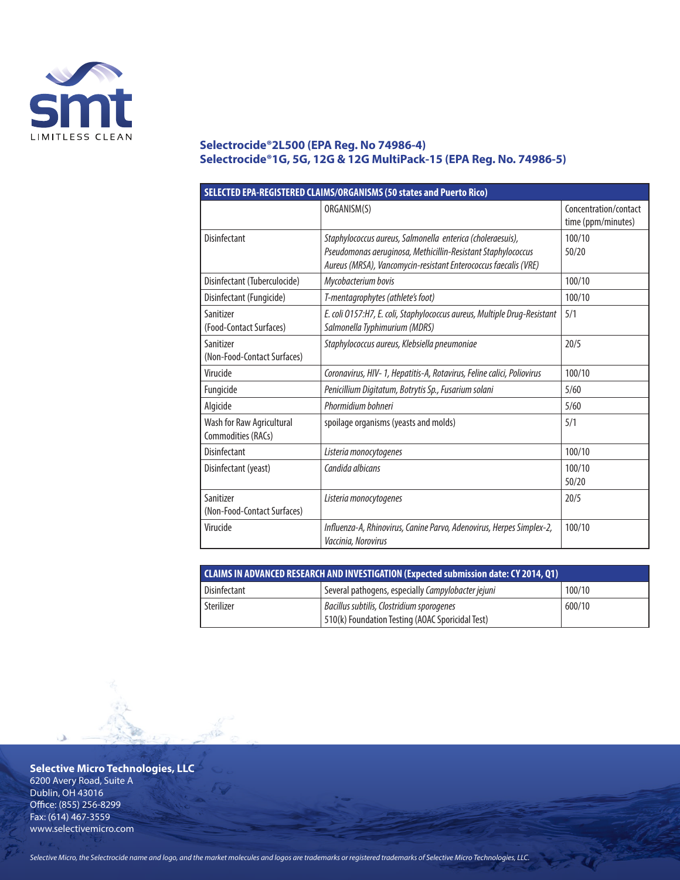smt LIMITLESS CLEAN

**Selectrocide®2L500 (EPA Reg. No 74986-4)**
**Selectrocide®1G, 5G, 12G & 12G MultiPack-15 (EPA Reg. No. 74986-5)**

| SELECTED EPA-REGISTERED CLAIMS/ORGANISMS (50 states and Puerto Rico) | | |
|---|---|---|
| | ORGANISM(S) | Concentration/contact time (ppm/minutes) |
| Disinfectant | *Staphylococcus aureus, Salmonella enterica (choleraesuis), Pseudomonas aeruginosa, Methicillin-Resistant Staphylococcus Aureus (MRSA), Vancomycin-resistant Enterococcus faecalis (VRE)* | 100/10<br>50/20 |
| Disinfectant (Tuberculocide) | *Mycobacterium bovis* | 100/10 |
| Disinfectant (Fungicide) | *T-mentagrophytes (athlete's foot)* | 100/10 |
| Sanitizer (Food-Contact Surfaces) | *E. coli O157:H7, E. coli, Staphylococcus aureus, Multiple Drug-Resistant Salmonella Typhimurium (MDRS)* | 5/1 |
| Sanitizer (Non-Food-Contact Surfaces) | *Staphylococcus aureus, Klebsiella pneumoniae* | 20/5 |
| Virucide | *Coronavirus, HIV- 1, Hepatitis-A, Rotavirus, Feline calici, Poliovirus* | 100/10 |
| Fungicide | *Penicillium Digitatum, Botrytis Sp., Fusarium solani* | 5/60 |
| Algicide | *Phormidium bohneri* | 5/60 |
| Wash for Raw Agricultural Commodities (RACs) | spoilage organisms (yeasts and molds) | 5/1 |
| Disinfectant | *Listeria monocytogenes* | 100/10 |
| Disinfectant (yeast) | *Candida albicans* | 100/10<br>50/20 |
| Sanitizer (Non-Food-Contact Surfaces) | *Listeria monocytogenes* | 20/5 |
| Virucide | *Influenza-A, Rhinovirus, Canine Parvo, Adenovirus, Herpes Simplex-2, Vaccinia, Norovirus* | 100/10 |

| CLAIMS IN ADVANCED RESEARCH AND INVESTIGATION (Expected submission date: CY 2014, Q1) | | |
|---|---|---|
| Disinfectant | Several pathogens, especially *Campylobacter jejuni* | 100/10 |
| Sterilizer | *Bacillus subtilis, Clostridium sporogenes*<br>510(k) Foundation Testing (AOAC Sporicidal Test) | 600/10 |

**Selective Micro Technologies, LLC**
6200 Avery Road, Suite A
Dublin, OH 43016
Office: (855) 256-8299
Fax: (614) 467-3559
www.selectivemicro.com

*Selective Micro, the Selectrocide name and logo, and the market molecules and logos are trademarks or registered trademarks of Selective Micro Technologies, LLC.*